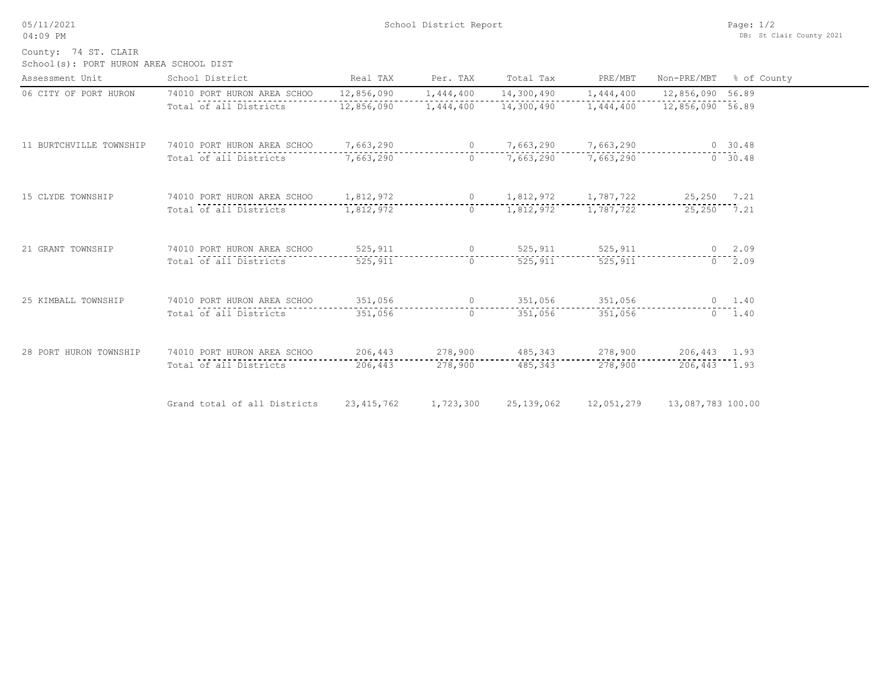05/11/2021
04:09 PM

School District Report

DB: St Clair County 2021

County: 74 ST. CLAIR
School(s): PORT HURON AREA SCHOOL DIST

| Assessment Unit | School District | Real TAX | Per. TAX | Total Tax | PRE/MBT | Non-PRE/MBT | % of County |
|---|---|---|---|---|---|---|---|
| 06 CITY OF PORT HURON | 74010 PORT HURON AREA SCHOO | 12,856,090 | 1,444,400 | 14,300,490 | 1,444,400 | 12,856,090 | 56.89 |
| | Total of all Districts | 12,856,090 | 1,444,400 | 14,300,490 | 1,444,400 | 12,856,090 | 56.89 |
| 11 BURTCHVILLE TOWNSHIP | 74010 PORT HURON AREA SCHOO | 7,663,290 | 0 | 7,663,290 | 7,663,290 | 0 | 30.48 |
| | Total of all Districts | 7,663,290 | 0 | 7,663,290 | 7,663,290 | 0 | 30.48 |
| 15 CLYDE TOWNSHIP | 74010 PORT HURON AREA SCHOO | 1,812,972 | 0 | 1,812,972 | 1,787,722 | 25,250 | 7.21 |
| | Total of all Districts | 1,812,972 | 0 | 1,812,972 | 1,787,722 | 25,250 | 7.21 |
| 21 GRANT TOWNSHIP | 74010 PORT HURON AREA SCHOO | 525,911 | 0 | 525,911 | 525,911 | 0 | 2.09 |
| | Total of all Districts | 525,911 | 0 | 525,911 | 525,911 | 0 | 2.09 |
| 25 KIMBALL TOWNSHIP | 74010 PORT HURON AREA SCHOO | 351,056 | 0 | 351,056 | 351,056 | 0 | 1.40 |
| | Total of all Districts | 351,056 | 0 | 351,056 | 351,056 | 0 | 1.40 |
| 28 PORT HURON TOWNSHIP | 74010 PORT HURON AREA SCHOO | 206,443 | 278,900 | 485,343 | 278,900 | 206,443 | 1.93 |
| | Total of all Districts | 206,443 | 278,900 | 485,343 | 278,900 | 206,443 | 1.93 |
| | Grand total of all Districts | 23,415,762 | 1,723,300 | 25,139,062 | 12,051,279 | 13,087,783 | 100.00 |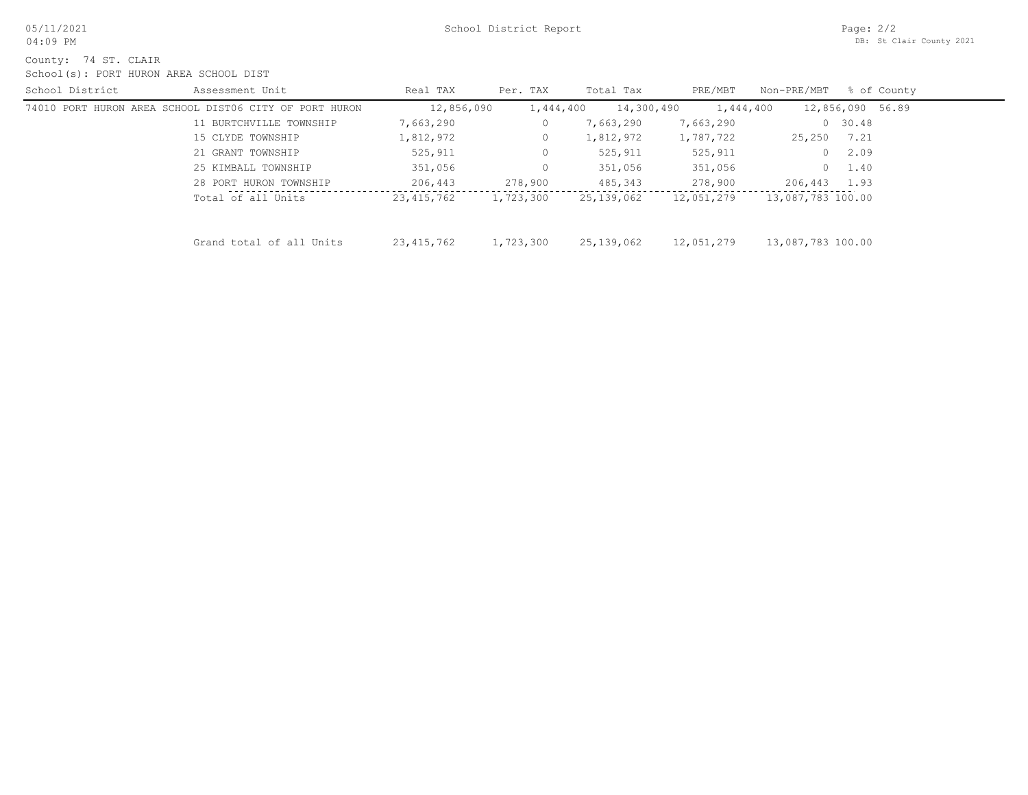County: 74 ST. CLAIR

School(s): PORT HURON AREA SCHOOL DIST

| School District | Assessment Unit | Real TAX | Per. TAX | Total Tax | PRE/MBT | Non-PRE/MBT | % of County |
|---|---|---|---|---|---|---|---|
| 74010 PORT HURON AREA SCHOOL DIST | 06 CITY OF PORT HURON | 12,856,090 | 1,444,400 | 14,300,490 | 1,444,400 | 12,856,090 | 56.89 |
| | 11 BURTCHVILLE TOWNSHIP | 7,663,290 | 0 | 7,663,290 | 7,663,290 | 0 | 30.48 |
| | 15 CLYDE TOWNSHIP | 1,812,972 | 0 | 1,812,972 | 1,787,722 | 25,250 | 7.21 |
| | 21 GRANT TOWNSHIP | 525,911 | 0 | 525,911 | 525,911 | 0 | 2.09 |
| | 25 KIMBALL TOWNSHIP | 351,056 | 0 | 351,056 | 351,056 | 0 | 1.40 |
| | 28 PORT HURON TOWNSHIP | 206,443 | 278,900 | 485,343 | 278,900 | 206,443 | 1.93 |
| | Total of all Units | 23,415,762 | 1,723,300 | 25,139,062 | 12,051,279 | 13,087,783 | 100.00 |
| | Grand total of all Units | 23,415,762 | 1,723,300 | 25,139,062 | 12,051,279 | 13,087,783 | 100.00 |